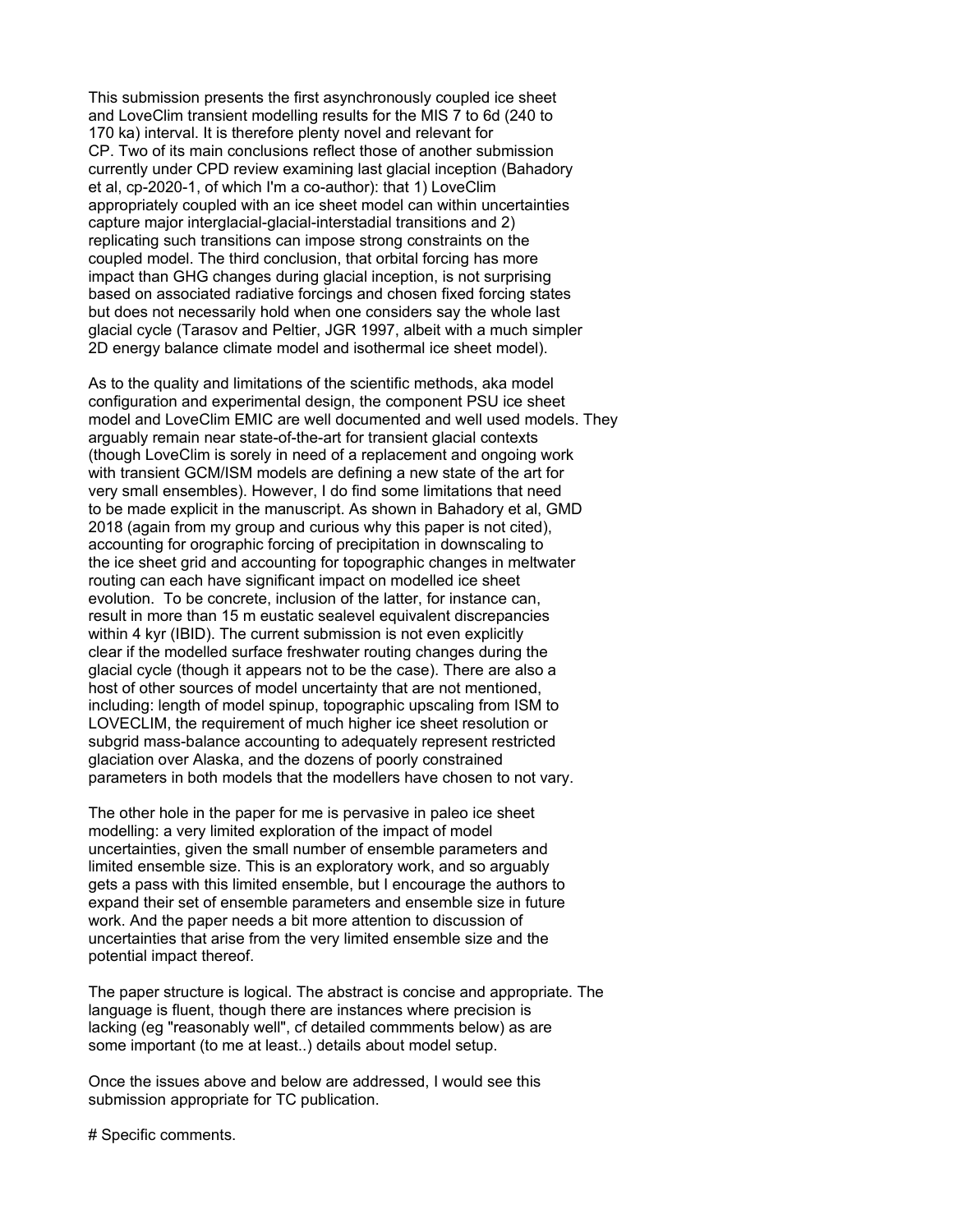This submission presents the first asynchronously coupled ice sheet and LoveClim transient modelling results for the MIS 7 to 6d (240 to 170 ka) interval. It is therefore plenty novel and relevant for CP. Two of its main conclusions reflect those of another submission currently under CPD review examining last glacial inception (Bahadory et al, cp-2020-1, of which I'm a co-author): that 1) LoveClim appropriately coupled with an ice sheet model can within uncertainties capture major interglacial-glacial-interstadial transitions and 2) replicating such transitions can impose strong constraints on the coupled model. The third conclusion, that orbital forcing has more impact than GHG changes during glacial inception, is not surprising based on associated radiative forcings and chosen fixed forcing states but does not necessarily hold when one considers say the whole last glacial cycle (Tarasov and Peltier, JGR 1997, albeit with a much simpler 2D energy balance climate model and isothermal ice sheet model).

As to the quality and limitations of the scientific methods, aka model configuration and experimental design, the component PSU ice sheet model and LoveClim EMIC are well documented and well used models. They arguably remain near state-of-the-art for transient glacial contexts (though LoveClim is sorely in need of a replacement and ongoing work with transient GCM/ISM models are defining a new state of the art for very small ensembles). However, I do find some limitations that need to be made explicit in the manuscript. As shown in Bahadory et al, GMD 2018 (again from my group and curious why this paper is not cited), accounting for orographic forcing of precipitation in downscaling to the ice sheet grid and accounting for topographic changes in meltwater routing can each have significant impact on modelled ice sheet evolution. To be concrete, inclusion of the latter, for instance can, result in more than 15 m eustatic sealevel equivalent discrepancies within 4 kyr (IBID). The current submission is not even explicitly clear if the modelled surface freshwater routing changes during the glacial cycle (though it appears not to be the case). There are also a host of other sources of model uncertainty that are not mentioned, including: length of model spinup, topographic upscaling from ISM to LOVECLIM, the requirement of much higher ice sheet resolution or subgrid mass-balance accounting to adequately represent restricted glaciation over Alaska, and the dozens of poorly constrained parameters in both models that the modellers have chosen to not vary.

The other hole in the paper for me is pervasive in paleo ice sheet modelling: a very limited exploration of the impact of model uncertainties, given the small number of ensemble parameters and limited ensemble size. This is an exploratory work, and so arguably gets a pass with this limited ensemble, but I encourage the authors to expand their set of ensemble parameters and ensemble size in future work. And the paper needs a bit more attention to discussion of uncertainties that arise from the very limited ensemble size and the potential impact thereof.

The paper structure is logical. The abstract is concise and appropriate. The language is fluent, though there are instances where precision is lacking (eg "reasonably well", cf detailed commments below) as are some important (to me at least..) details about model setup.

Once the issues above and below are addressed, I would see this submission appropriate for TC publication.

# Specific comments.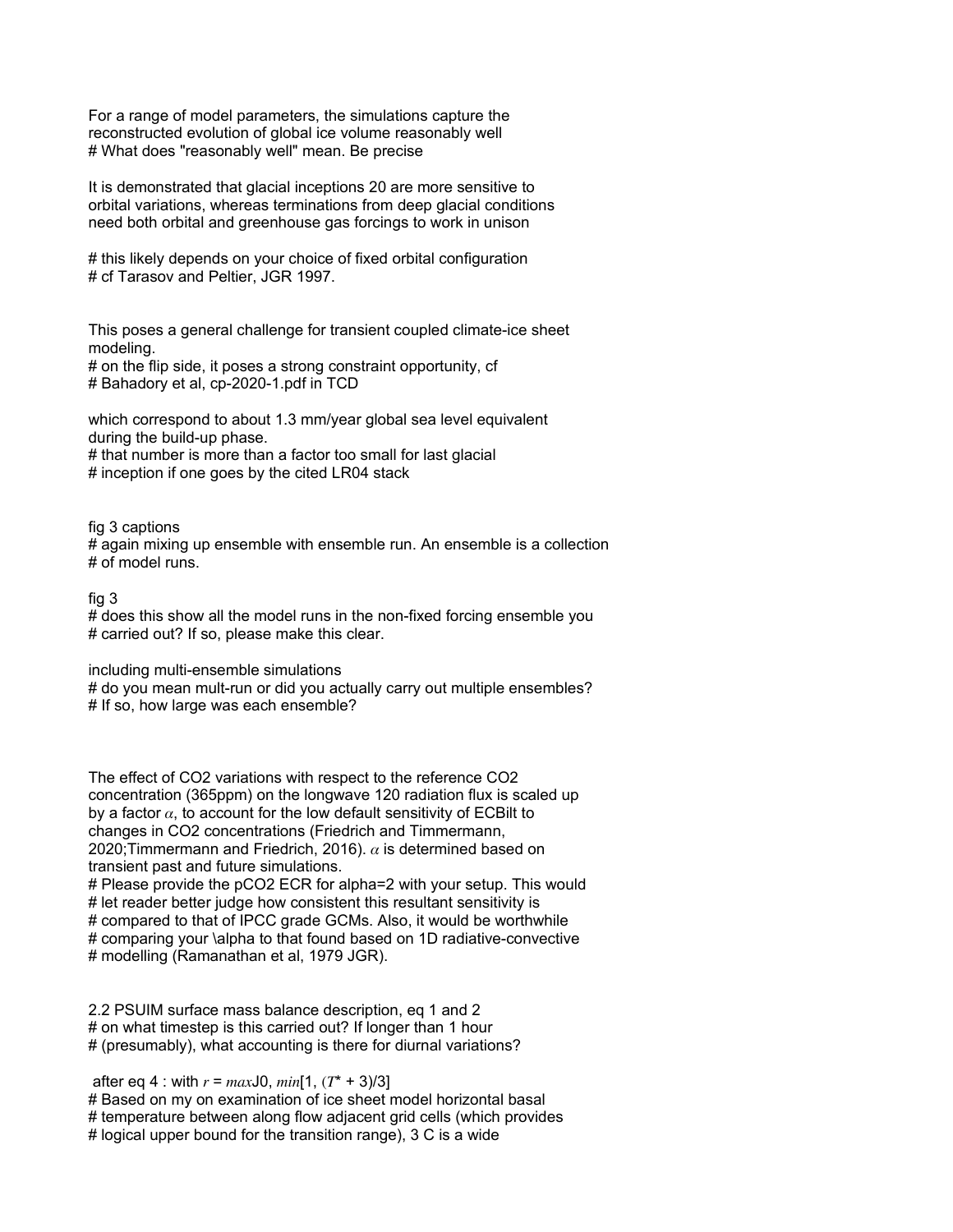For a range of model parameters, the simulations capture the reconstructed evolution of global ice volume reasonably well
# What does "reasonably well" mean. Be precise

It is demonstrated that glacial inceptions 20 are more sensitive to orbital variations, whereas terminations from deep glacial conditions need both orbital and greenhouse gas forcings to work in unison

# this likely depends on your choice of fixed orbital configuration
# cf Tarasov and Peltier, JGR 1997.

This poses a general challenge for transient coupled climate-ice sheet modeling.
# on the flip side, it poses a strong constraint opportunity, cf
# Bahadory et al, cp-2020-1.pdf in TCD

which correspond to about 1.3 mm/year global sea level equivalent during the build-up phase.
# that number is more than a factor too small for last glacial
# inception if one goes by the cited LR04 stack

fig 3 captions
# again mixing up ensemble with ensemble run. An ensemble is a collection
# of model runs.

fig 3
# does this show all the model runs in the non-fixed forcing ensemble you
# carried out? If so, please make this clear.

including multi-ensemble simulations
# do you mean mult-run or did you actually carry out multiple ensembles?
# If so, how large was each ensemble?

The effect of $CO_2$ variations with respect to the reference $CO_2$ concentration (365ppm) on the longwave 120 radiation flux is scaled up by a factor $\alpha$, to account for the low default sensitivity of ECBilt to changes in $CO_2$ concentrations (Friedrich and Timmermann, 2020;Timmermann and Friedrich, 2016). $\alpha$ is determined based on transient past and future simulations.
# Please provide the $pCO_2$ ECR for alpha=2 with your setup. This would
# let reader better judge how consistent this resultant sensitivity is
# compared to that of IPCC grade GCMs. Also, it would be worthwhile
# comparing your \alpha to that found based on 1D radiative-convective
# modelling (Ramanathan et al, 1979 JGR).

2.2 PSUIM surface mass balance description, eq 1 and 2
# on what timestep is this carried out? If longer than 1 hour
# (presumably), what accounting is there for diurnal variations?

after eq 4 : with $r = max[0, min[1, (T^* + 3)/3]$
# Based on my on examination of ice sheet model horizontal basal
# temperature between along flow adjacent grid cells (which provides
# logical upper bound for the transition range), 3 C is a wide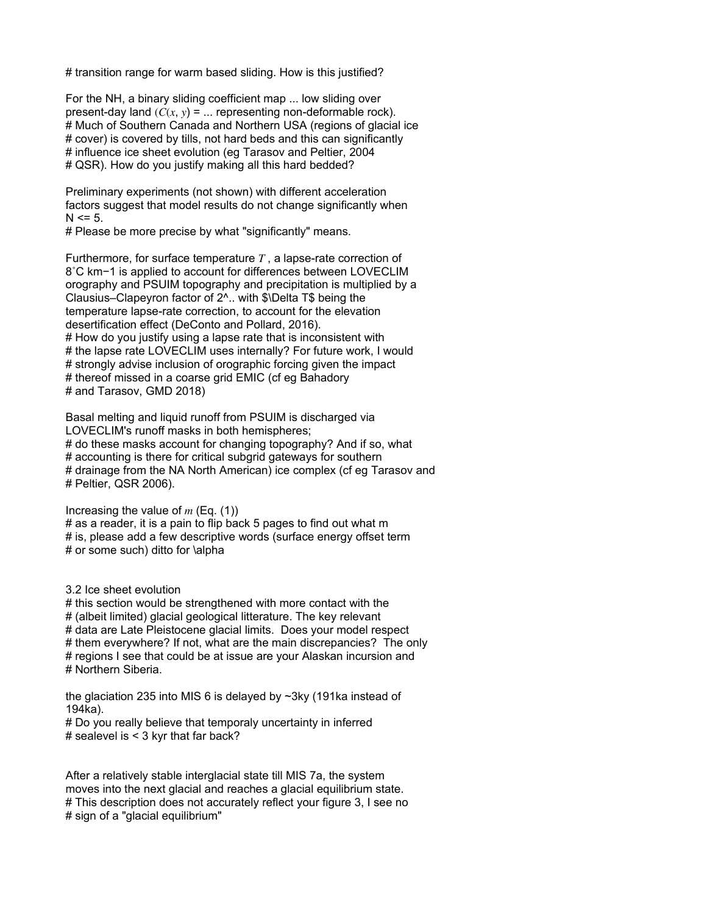# transition range for warm based sliding. How is this justified?

For the NH, a binary sliding coefficient map ... low sliding over
present-day land $(C(x, y)$ = ... representing non-deformable rock).
# Much of Southern Canada and Northern USA (regions of glacial ice
# cover) is covered by tills, not hard beds and this can significantly
# influence ice sheet evolution (eg Tarasov and Peltier, 2004
# QSR). How do you justify making all this hard bedded?

Preliminary experiments (not shown) with different acceleration
factors suggest that model results do not change significantly when
N <= 5.
# Please be more precise by what "significantly" means.

Furthermore, for surface temperature $T$ , a lapse-rate correction of
$8^\circ$C km$^{-1}$ is applied to account for differences between LOVECLIM
orography and PSUIM topography and precipitation is multiplied by a
Clausius–Clapeyron factor of 2^.. with $\Delta T$ being the
temperature lapse-rate correction, to account for the elevation
desertification effect (DeConto and Pollard, 2016).
# How do you justify using a lapse rate that is inconsistent with
# the lapse rate LOVECLIM uses internally? For future work, I would
# strongly advise inclusion of orographic forcing given the impact
# thereof missed in a coarse grid EMIC (cf eg Bahadory
# and Tarasov, GMD 2018)

Basal melting and liquid runoff from PSUIM is discharged via
LOVECLIM's runoff masks in both hemispheres;
# do these masks account for changing topography? And if so, what
# accounting is there for critical subgrid gateways for southern
# drainage from the NA North American) ice complex (cf eg Tarasov and
# Peltier, QSR 2006).

Increasing the value of $m$ (Eq. (1))
# as a reader, it is a pain to flip back 5 pages to find out what m
# is, please add a few descriptive words (surface energy offset term
# or some such) ditto for \alpha

3.2 Ice sheet evolution
# this section would be strengthened with more contact with the
# (albeit limited) glacial geological litterature. The key relevant
# data are Late Pleistocene glacial limits. Does your model respect
# them everywhere? If not, what are the main discrepancies? The only
# regions I see that could be at issue are your Alaskan incursion and
# Northern Siberia.

the glaciation 235 into MIS 6 is delayed by ~3ky (191ka instead of
194ka).
# Do you really believe that temporaly uncertainty in inferred
# sealevel is < 3 kyr that far back?

After a relatively stable interglacial state till MIS 7a, the system
moves into the next glacial and reaches a glacial equilibrium state.
# This description does not accurately reflect your figure 3, I see no
# sign of a "glacial equilibrium"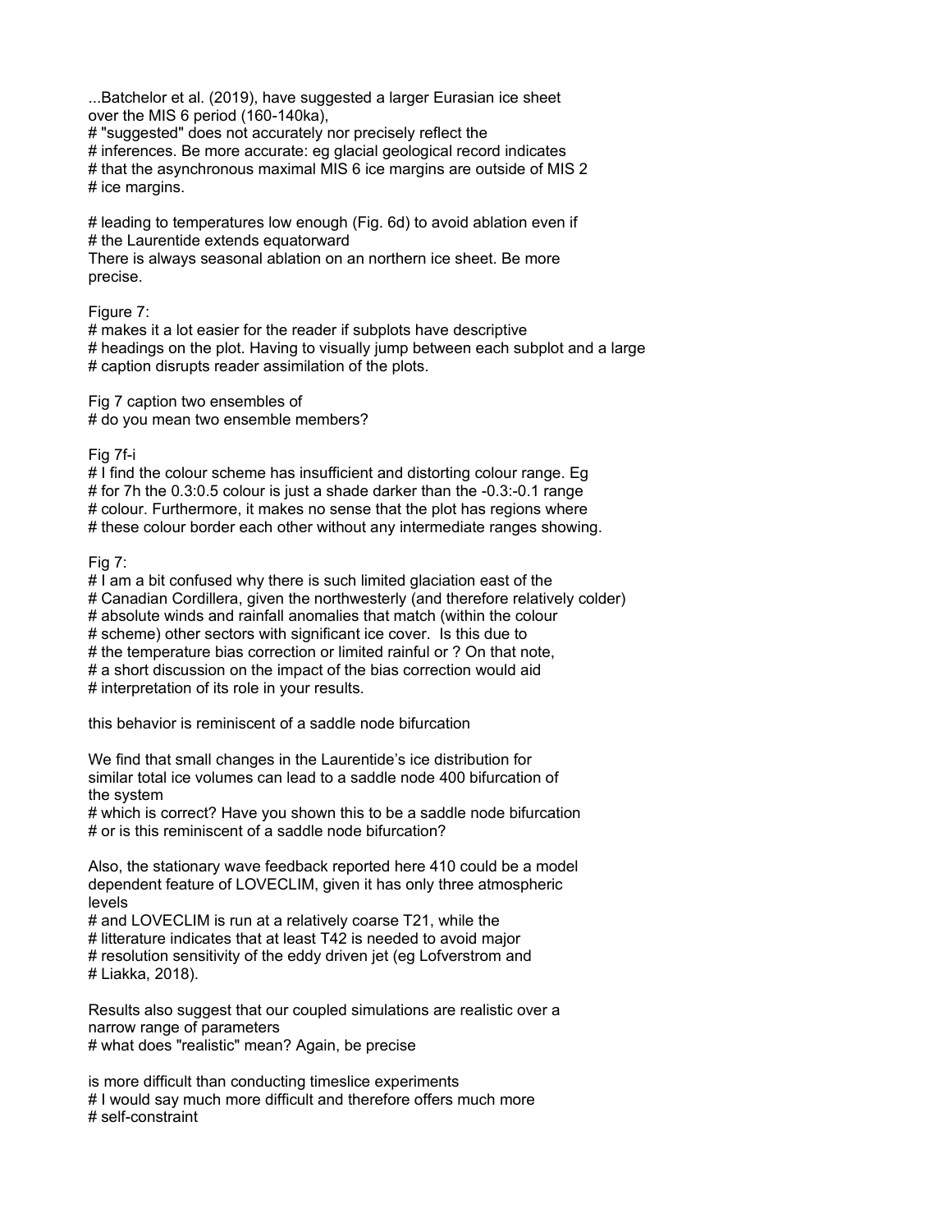...Batchelor et al. (2019), have suggested a larger Eurasian ice sheet over the MIS 6 period (160-140ka),
# "suggested" does not accurately nor precisely reflect the
# inferences. Be more accurate: eg glacial geological record indicates
# that the asynchronous maximal MIS 6 ice margins are outside of MIS 2
# ice margins.

# leading to temperatures low enough (Fig. 6d) to avoid ablation even if
# the Laurentide extends equatorward
There is always seasonal ablation on an northern ice sheet. Be more precise.

Figure 7:
# makes it a lot easier for the reader if subplots have descriptive
# headings on the plot. Having to visually jump between each subplot and a large
# caption disrupts reader assimilation of the plots.

Fig 7 caption two ensembles of
# do you mean two ensemble members?

Fig 7f-i
# I find the colour scheme has insufficient and distorting colour range. Eg
# for 7h the 0.3:0.5 colour is just a shade darker than the -0.3:-0.1 range
# colour. Furthermore, it makes no sense that the plot has regions where
# these colour border each other without any intermediate ranges showing.

Fig 7:
# I am a bit confused why there is such limited glaciation east of the
# Canadian Cordillera, given the northwesterly (and therefore relatively colder)
# absolute winds and rainfall anomalies that match (within the colour
# scheme) other sectors with significant ice cover. Is this due to
# the temperature bias correction or limited rainful or ? On that note,
# a short discussion on the impact of the bias correction would aid
# interpretation of its role in your results.

this behavior is reminiscent of a saddle node bifurcation

We find that small changes in the Laurentide's ice distribution for similar total ice volumes can lead to a saddle node 400 bifurcation of the system
# which is correct? Have you shown this to be a saddle node bifurcation
# or is this reminiscent of a saddle node bifurcation?

Also, the stationary wave feedback reported here 410 could be a model dependent feature of LOVECLIM, given it has only three atmospheric levels
# and LOVECLIM is run at a relatively coarse T21, while the
# litterature indicates that at least T42 is needed to avoid major
# resolution sensitivity of the eddy driven jet (eg Lofverstrom and
# Liakka, 2018).

Results also suggest that our coupled simulations are realistic over a narrow range of parameters
# what does "realistic" mean? Again, be precise

is more difficult than conducting timeslice experiments
# I would say much more difficult and therefore offers much more
# self-constraint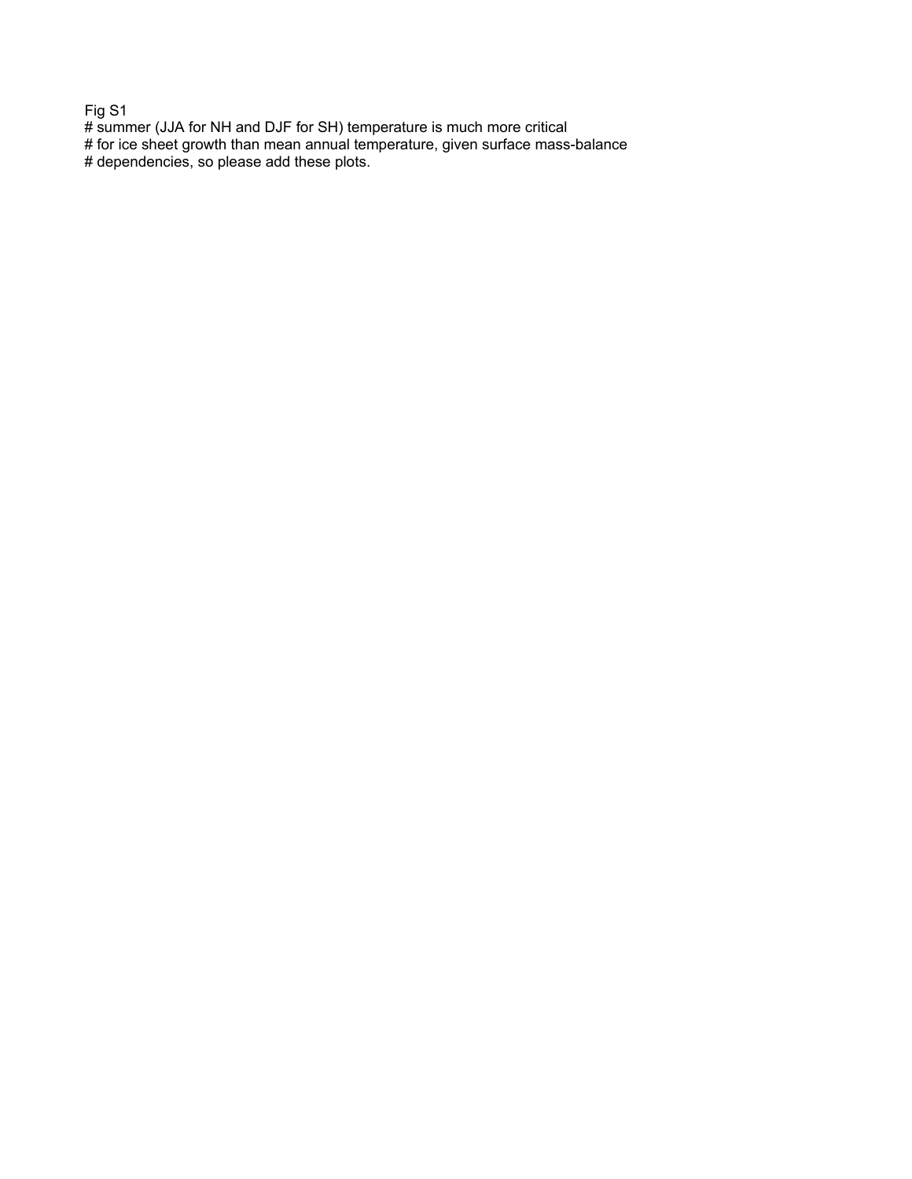Fig S1

# summer (JJA for NH and DJF for SH) temperature is much more critical
# for ice sheet growth than mean annual temperature, given surface mass-balance
# dependencies, so please add these plots.